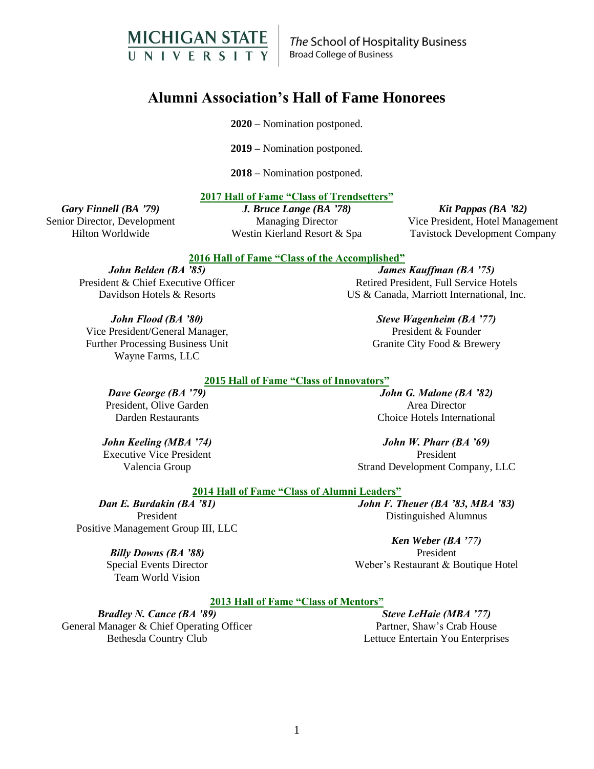MICHIGAN STATE UNIVERSITY | *The* School of Hospitality Business
Broad College of Business

# Alumni Association's Hall of Fame Honorees

**2020** – Nomination postponed.

**2019** – Nomination postponed.

**2018** – Nomination postponed.

## 2017 Hall of Fame "Class of Trendsetters"

***Gary Finnell (BA '79)***
Senior Director, Development
Hilton Worldwide

***J. Bruce Lange (BA '78)***
Managing Director
Westin Kierland Resort & Spa

***Kit Pappas (BA '82)***
Vice President, Hotel Management
Tavistock Development Company

## 2016 Hall of Fame "Class of the Accomplished"

***John Belden (BA '85)***
President & Chief Executive Officer
Davidson Hotels & Resorts

***John Flood (BA '80)***
Vice President/General Manager,
Further Processing Business Unit
Wayne Farms, LLC

***James Kauffman (BA '75)***
Retired President, Full Service Hotels
US & Canada, Marriott International, Inc.

***Steve Wagenheim (BA '77)***
President & Founder
Granite City Food & Brewery

## 2015 Hall of Fame "Class of Innovators"

***Dave George (BA '79)***
President, Olive Garden
Darden Restaurants

***John Keeling (MBA '74)***
Executive Vice President
Valencia Group

***John G. Malone (BA '82)***
Area Director
Choice Hotels International

***John W. Pharr (BA '69)***
President
Strand Development Company, LLC

## 2014 Hall of Fame "Class of Alumni Leaders"

***Dan E. Burdakin (BA '81)***
President
Positive Management Group III, LLC

***Billy Downs (BA '88)***
Special Events Director
Team World Vision

***John F. Theuer (BA '83, MBA '83)***
Distinguished Alumnus

***Ken Weber (BA '77)***
President
Weber's Restaurant & Boutique Hotel

## 2013 Hall of Fame "Class of Mentors"

***Bradley N. Cance (BA '89)***
General Manager & Chief Operating Officer
Bethesda Country Club

***Steve LeHaie (MBA '77)***
Partner, Shaw's Crab House
Lettuce Entertain You Enterprises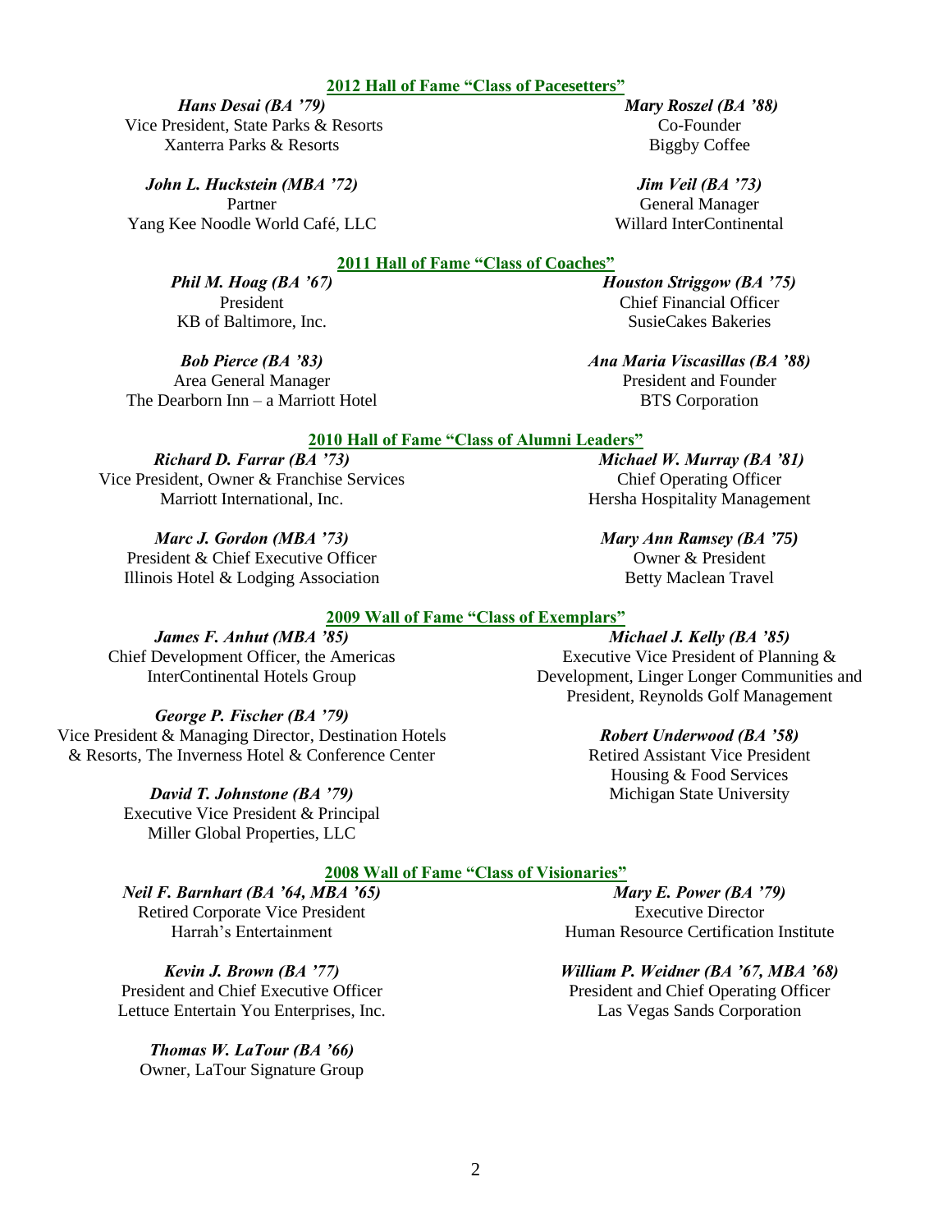## 2012 Hall of Fame "Class of Pacesetters"

***Hans Desai (BA '79)***
Vice President, State Parks & Resorts
Xanterra Parks & Resorts

***Mary Roszel (BA '88)***
Co-Founder
Biggby Coffee

***John L. Huckstein (MBA '72)***
Partner
Yang Kee Noodle World Café, LLC

***Jim Veil (BA '73)***
General Manager
Willard InterContinental

## 2011 Hall of Fame "Class of Coaches"

***Phil M. Hoag (BA '67)***
President
KB of Baltimore, Inc.

***Houston Striggow (BA '75)***
Chief Financial Officer
SusieCakes Bakeries

***Bob Pierce (BA '83)***
Area General Manager
The Dearborn Inn – a Marriott Hotel

***Ana Maria Viscasillas (BA '88)***
President and Founder
BTS Corporation

## 2010 Hall of Fame "Class of Alumni Leaders"

***Richard D. Farrar (BA '73)***
Vice President, Owner & Franchise Services
Marriott International, Inc.

***Michael W. Murray (BA '81)***
Chief Operating Officer
Hersha Hospitality Management

***Marc J. Gordon (MBA '73)***
President & Chief Executive Officer
Illinois Hotel & Lodging Association

***Mary Ann Ramsey (BA '75)***
Owner & President
Betty Maclean Travel

## 2009 Wall of Fame "Class of Exemplars"

***James F. Anhut (MBA '85)***
Chief Development Officer, the Americas
InterContinental Hotels Group

***Michael J. Kelly (BA '85)***
Executive Vice President of Planning & Development, Linger Longer Communities and President, Reynolds Golf Management

***George P. Fischer (BA '79)***
Vice President & Managing Director, Destination Hotels & Resorts, The Inverness Hotel & Conference Center

***Robert Underwood (BA '58)***
Retired Assistant Vice President
Housing & Food Services
Michigan State University

***David T. Johnstone (BA '79)***
Executive Vice President & Principal
Miller Global Properties, LLC

## 2008 Wall of Fame "Class of Visionaries"

***Neil F. Barnhart (BA '64, MBA '65)***
Retired Corporate Vice President
Harrah's Entertainment

***Mary E. Power (BA '79)***
Executive Director
Human Resource Certification Institute

***Kevin J. Brown (BA '77)***
President and Chief Executive Officer
Lettuce Entertain You Enterprises, Inc.

***William P. Weidner (BA '67, MBA '68)***
President and Chief Operating Officer
Las Vegas Sands Corporation

***Thomas W. LaTour (BA '66)***
Owner, LaTour Signature Group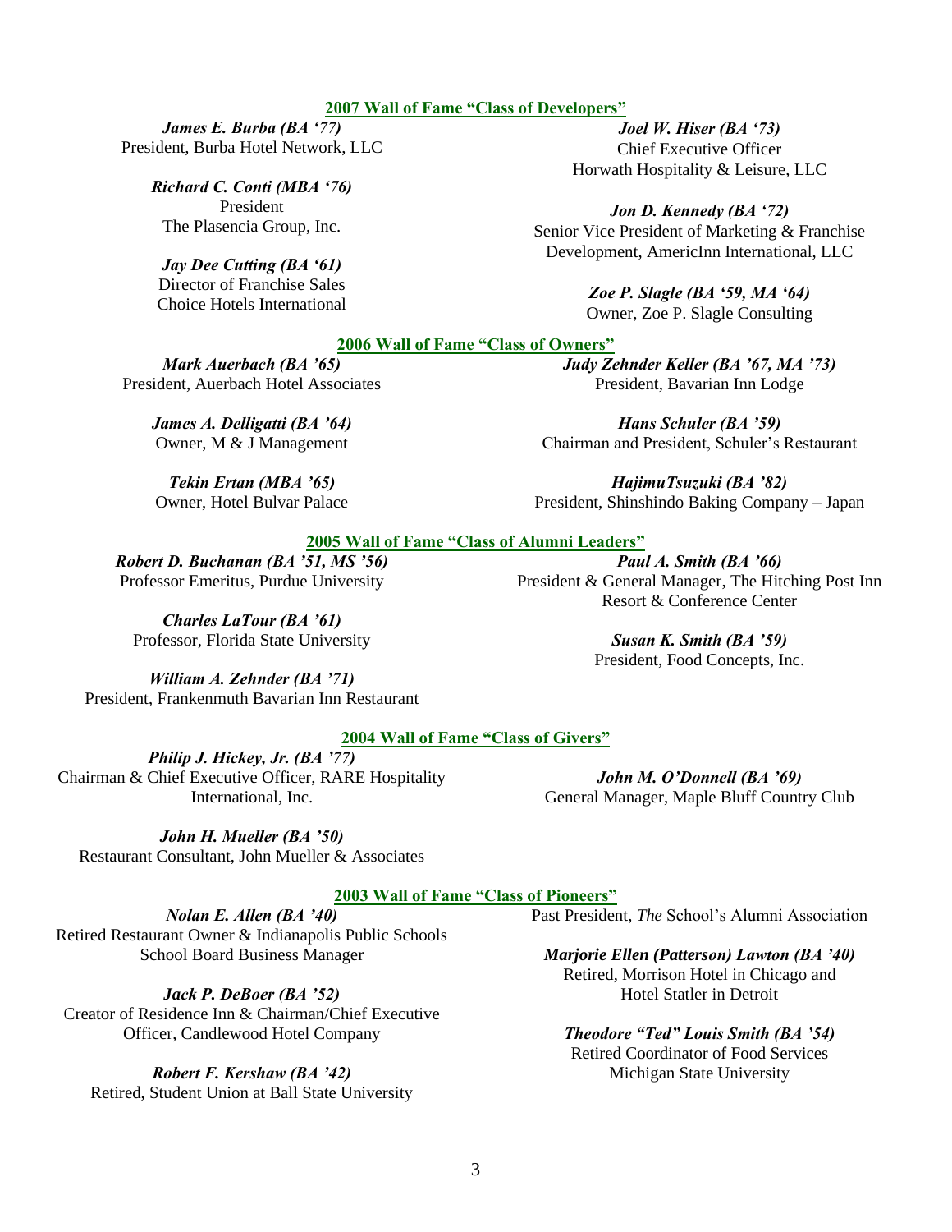## 2007 Wall of Fame "Class of Developers"

***James E. Burba (BA '77)***
President, Burba Hotel Network, LLC

***Richard C. Conti (MBA '76)***
President
The Plasencia Group, Inc.

***Jay Dee Cutting (BA '61)***
Director of Franchise Sales
Choice Hotels International

***Joel W. Hiser (BA '73)***
Chief Executive Officer
Horwath Hospitality & Leisure, LLC

***Jon D. Kennedy (BA '72)***
Senior Vice President of Marketing & Franchise Development, AmericInn International, LLC

***Zoe P. Slagle (BA '59, MA '64)***
Owner, Zoe P. Slagle Consulting

## 2006 Wall of Fame "Class of Owners"

***Mark Auerbach (BA '65)***
President, Auerbach Hotel Associates

***James A. Delligatti (BA '64)***
Owner, M & J Management

***Tekin Ertan (MBA '65)***
Owner, Hotel Bulvar Palace

***Judy Zehnder Keller (BA '67, MA '73)***
President, Bavarian Inn Lodge

***Hans Schuler (BA '59)***
Chairman and President, Schuler's Restaurant

***HajimuTsuzuki (BA '82)***
President, Shinshindo Baking Company – Japan

## 2005 Wall of Fame "Class of Alumni Leaders"

***Robert D. Buchanan (BA '51, MS '56)***
Professor Emeritus, Purdue University

***Charles LaTour (BA '61)***
Professor, Florida State University

***William A. Zehnder (BA '71)***
President, Frankenmuth Bavarian Inn Restaurant

***Paul A. Smith (BA '66)***
President & General Manager, The Hitching Post Inn Resort & Conference Center

***Susan K. Smith (BA '59)***
President, Food Concepts, Inc.

## 2004 Wall of Fame "Class of Givers"

***Philip J. Hickey, Jr. (BA '77)***
Chairman & Chief Executive Officer, RARE Hospitality International, Inc.

***John H. Mueller (BA '50)***
Restaurant Consultant, John Mueller & Associates

***John M. O'Donnell (BA '69)***
General Manager, Maple Bluff Country Club

## 2003 Wall of Fame "Class of Pioneers"

***Nolan E. Allen (BA '40)***
Retired Restaurant Owner & Indianapolis Public Schools School Board Business Manager

***Jack P. DeBoer (BA '52)***
Creator of Residence Inn & Chairman/Chief Executive Officer, Candlewood Hotel Company

***Robert F. Kershaw (BA '42)***
Retired, Student Union at Ball State University
Past President, *The* School's Alumni Association

***Marjorie Ellen (Patterson) Lawton (BA '40)***
Retired, Morrison Hotel in Chicago and Hotel Statler in Detroit

***Theodore "Ted" Louis Smith (BA '54)***
Retired Coordinator of Food Services
Michigan State University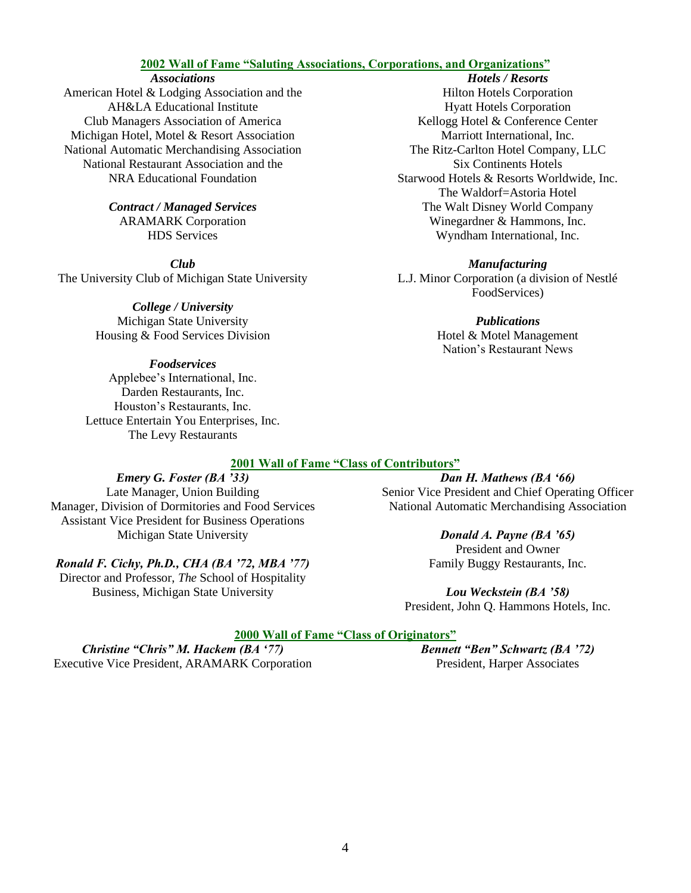## 2002 Wall of Fame "Saluting Associations, Corporations, and Organizations"

***Associations***

American Hotel & Lodging Association and the AH&LA Educational Institute
Club Managers Association of America
Michigan Hotel, Motel & Resort Association
National Automatic Merchandising Association
National Restaurant Association and the NRA Educational Foundation

***Contract / Managed Services***

ARAMARK Corporation
HDS Services

***Club***

The University Club of Michigan State University

***College / University***

Michigan State University Housing & Food Services Division

***Foodservices***

Applebee's International, Inc.
Darden Restaurants, Inc.
Houston's Restaurants, Inc.
Lettuce Entertain You Enterprises, Inc.
The Levy Restaurants

***Hotels / Resorts***

Hilton Hotels Corporation
Hyatt Hotels Corporation
Kellogg Hotel & Conference Center
Marriott International, Inc.
The Ritz-Carlton Hotel Company, LLC
Six Continents Hotels
Starwood Hotels & Resorts Worldwide, Inc.
The Waldorf=Astoria Hotel
The Walt Disney World Company
Winegardner & Hammons, Inc.
Wyndham International, Inc.

***Manufacturing***

L.J. Minor Corporation (a division of Nestlé FoodServices)

***Publications***

Hotel & Motel Management
Nation's Restaurant News

## 2001 Wall of Fame "Class of Contributors"

***Emery G. Foster (BA '33)***
Late Manager, Union Building
Manager, Division of Dormitories and Food Services
Assistant Vice President for Business Operations
Michigan State University

***Ronald F. Cichy, Ph.D., CHA (BA '72, MBA '77)***
Director and Professor, *The* School of Hospitality Business, Michigan State University

***Dan H. Mathews (BA '66)***
Senior Vice President and Chief Operating Officer
National Automatic Merchandising Association

***Donald A. Payne (BA '65)***
President and Owner
Family Buggy Restaurants, Inc.

***Lou Weckstein (BA '58)***
President, John Q. Hammons Hotels, Inc.

## 2000 Wall of Fame "Class of Originators"

***Christine "Chris" M. Hackem (BA '77)***
Executive Vice President, ARAMARK Corporation

***Bennett "Ben" Schwartz (BA '72)***
President, Harper Associates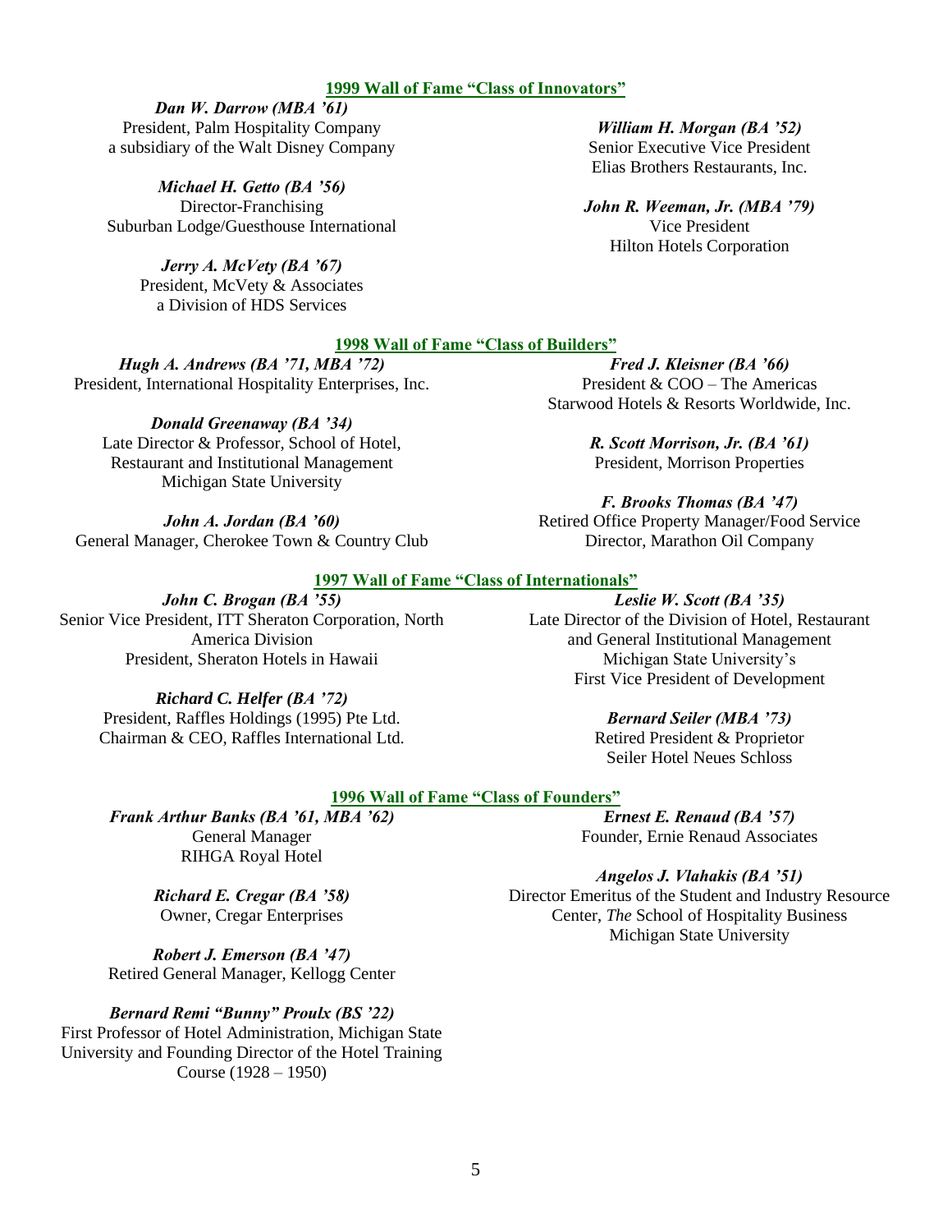## 1999 Wall of Fame "Class of Innovators"

***Dan W. Darrow (MBA '61)***
President, Palm Hospitality Company
a subsidiary of the Walt Disney Company

***Michael H. Getto (BA '56)***
Director-Franchising
Suburban Lodge/Guesthouse International

***Jerry A. McVety (BA '67)***
President, McVety & Associates
a Division of HDS Services

***William H. Morgan (BA '52)***
Senior Executive Vice President
Elias Brothers Restaurants, Inc.

***John R. Weeman, Jr. (MBA '79)***
Vice President
Hilton Hotels Corporation

## 1998 Wall of Fame "Class of Builders"

***Hugh A. Andrews (BA '71, MBA '72)***
President, International Hospitality Enterprises, Inc.

***Donald Greenaway (BA '34)***
Late Director & Professor, School of Hotel, Restaurant and Institutional Management
Michigan State University

***John A. Jordan (BA '60)***
General Manager, Cherokee Town & Country Club

***Fred J. Kleisner (BA '66)***
President & COO – The Americas
Starwood Hotels & Resorts Worldwide, Inc.

***R. Scott Morrison, Jr. (BA '61)***
President, Morrison Properties

***F. Brooks Thomas (BA '47)***
Retired Office Property Manager/Food Service Director, Marathon Oil Company

## 1997 Wall of Fame "Class of Internationals"

***John C. Brogan (BA '55)***
Senior Vice President, ITT Sheraton Corporation, North America Division
President, Sheraton Hotels in Hawaii

***Richard C. Helfer (BA '72)***
President, Raffles Holdings (1995) Pte Ltd.
Chairman & CEO, Raffles International Ltd.

***Leslie W. Scott (BA '35)***
Late Director of the Division of Hotel, Restaurant and General Institutional Management
Michigan State University's
First Vice President of Development

***Bernard Seiler (MBA '73)***
Retired President & Proprietor
Seiler Hotel Neues Schloss

## 1996 Wall of Fame "Class of Founders"

***Frank Arthur Banks (BA '61, MBA '62)***
General Manager
RIHGA Royal Hotel

***Richard E. Cregar (BA '58)***
Owner, Cregar Enterprises

***Robert J. Emerson (BA '47)***
Retired General Manager, Kellogg Center

***Bernard Remi "Bunny" Proulx (BS '22)***
First Professor of Hotel Administration, Michigan State University and Founding Director of the Hotel Training Course (1928 – 1950)

***Ernest E. Renaud (BA '57)***
Founder, Ernie Renaud Associates

***Angelos J. Vlahakis (BA '51)***
Director Emeritus of the Student and Industry Resource Center, *The* School of Hospitality Business
Michigan State University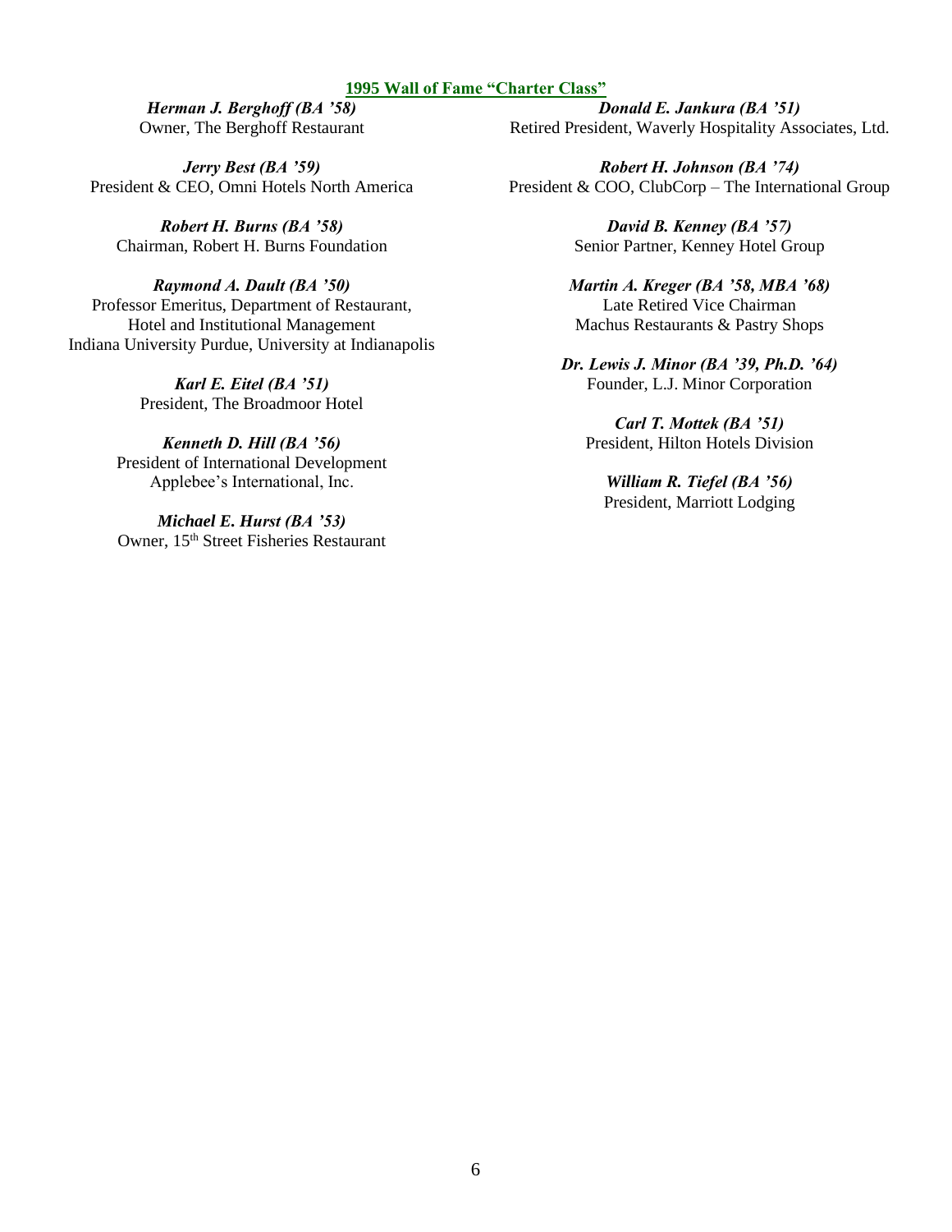## 1995 Wall of Fame "Charter Class"

***Herman J. Berghoff (BA '58)***
Owner, The Berghoff Restaurant

***Jerry Best (BA '59)***
President & CEO, Omni Hotels North America

***Robert H. Burns (BA '58)***
Chairman, Robert H. Burns Foundation

***Raymond A. Dault (BA '50)***
Professor Emeritus, Department of Restaurant,
Hotel and Institutional Management
Indiana University Purdue, University at Indianapolis

***Karl E. Eitel (BA '51)***
President, The Broadmoor Hotel

***Kenneth D. Hill (BA '56)***
President of International Development
Applebee's International, Inc.

***Michael E. Hurst (BA '53)***
Owner, 15th Street Fisheries Restaurant

***Donald E. Jankura (BA '51)***
Retired President, Waverly Hospitality Associates, Ltd.

***Robert H. Johnson (BA '74)***
President & COO, ClubCorp – The International Group

***David B. Kenney (BA '57)***
Senior Partner, Kenney Hotel Group

***Martin A. Kreger (BA '58, MBA '68)***
Late Retired Vice Chairman
Machus Restaurants & Pastry Shops

***Dr. Lewis J. Minor (BA '39, Ph.D. '64)***
Founder, L.J. Minor Corporation

***Carl T. Mottek (BA '51)***
President, Hilton Hotels Division

***William R. Tiefel (BA '56)***
President, Marriott Lodging